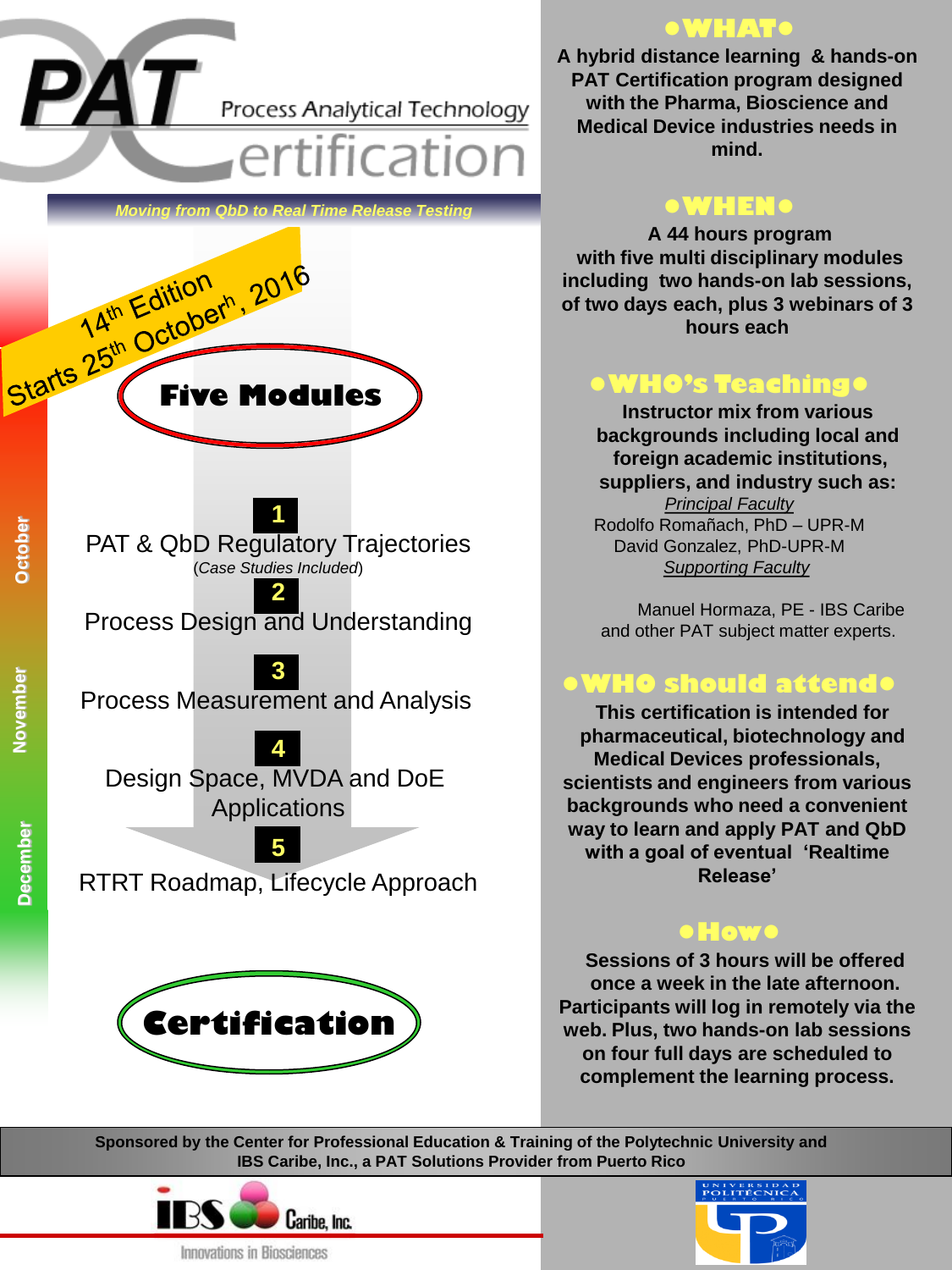# PAT Process Analytical Technology Certification

*Moving from QbD to Real Time Release Testing*

14th Edition
Starts 25th October, 2016

## Five Modules

**1**
PAT & QbD Regulatory Trajectories
(*Case Studies Included*)

**2**
Process Design and Understanding

**3**
Process Measurement and Analysis

**4**
Design Space, MVDA and DoE Applications

**5**
RTRT Roadmap, Lifecycle Approach

October · November · December

## Certification

## •WHAT•

**A hybrid distance learning & hands-on PAT Certification program designed with the Pharma, Bioscience and Medical Device industries needs in mind.**

## •WHEN•

**A 44 hours program with five multi disciplinary modules including two hands-on lab sessions, of two days each, plus 3 webinars of 3 hours each**

## •WHO's Teaching•

**Instructor mix from various backgrounds including local and foreign academic institutions, suppliers, and industry such as:**

*Principal Faculty*
Rodolfo Romañach, PhD – UPR-M
David Gonzalez, PhD-UPR-M

*Supporting Faculty*

Manuel Hormaza, PE - IBS Caribe
and other PAT subject matter experts.

## •WHO should attend•

**This certification is intended for pharmaceutical, biotechnology and Medical Devices professionals, scientists and engineers from various backgrounds who need a convenient way to learn and apply PAT and QbD with a goal of eventual 'Realtime Release'**

## •How•

**Sessions of 3 hours will be offered once a week in the late afternoon. Participants will log in remotely via the web. Plus, two hands-on lab sessions on four full days are scheduled to complement the learning process.**

**Sponsored by the Center for Professional Education & Training of the Polytechnic University and IBS Caribe, Inc., a PAT Solutions Provider from Puerto Rico**

IBS Caribe, Inc.
Innovations in Biosciences

Universidad Politécnica Puerto Rico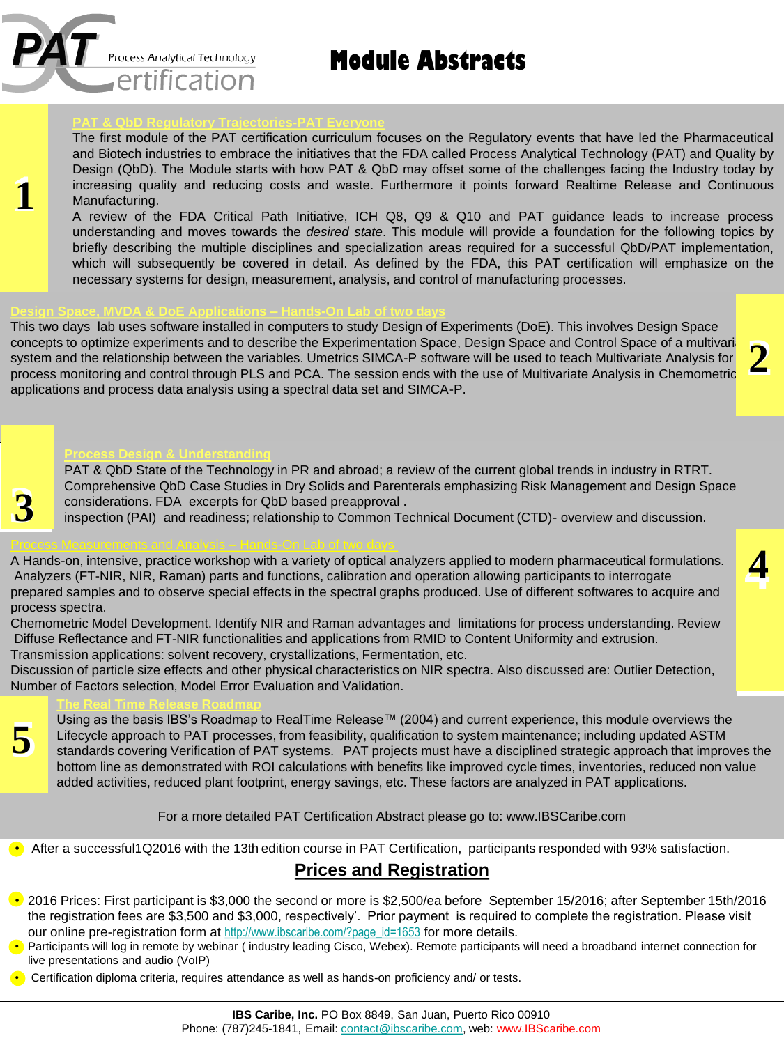PAT Process Analytical Technology Certification

# Module Abstracts

**1**

## PAT & QbD Regulatory Trajectories-PAT Everyone

The first module of the PAT certification curriculum focuses on the Regulatory events that have led the Pharmaceutical and Biotech industries to embrace the initiatives that the FDA called Process Analytical Technology (PAT) and Quality by Design (QbD). The Module starts with how PAT & QbD may offset some of the challenges facing the Industry today by increasing quality and reducing costs and waste. Furthermore it points forward Realtime Release and Continuous Manufacturing.

A review of the FDA Critical Path Initiative, ICH Q8, Q9 & Q10 and PAT guidance leads to increase process understanding and moves towards the *desired state*. This module will provide a foundation for the following topics by briefly describing the multiple disciplines and specialization areas required for a successful QbD/PAT implementation, which will subsequently be covered in detail. As defined by the FDA, this PAT certification will emphasize on the necessary systems for design, measurement, analysis, and control of manufacturing processes.

**2**

## Design Space, MVDA & DoE Applications – Hands-On Lab of two days

This two days lab uses software installed in computers to study Design of Experiments (DoE). This involves Design Space concepts to optimize experiments and to describe the Experimentation Space, Design Space and Control Space of a multivariate system and the relationship between the variables. Umetrics SIMCA-P software will be used to teach Multivariate Analysis for process monitoring and control through PLS and PCA. The session ends with the use of Multivariate Analysis in Chemometric applications and process data analysis using a spectral data set and SIMCA-P.

**3**

## Process Design & Understanding

PAT & QbD State of the Technology in PR and abroad; a review of the current global trends in industry in RTRT.
Comprehensive QbD Case Studies in Dry Solids and Parenterals emphasizing Risk Management and Design Space considerations. FDA excerpts for QbD based preapproval .
inspection (PAI) and readiness; relationship to Common Technical Document (CTD)- overview and discussion.

**4**

## Process Measurements and Analysis – Hands-On Lab of two days

A Hands-on, intensive, practice workshop with a variety of optical analyzers applied to modern pharmaceutical formulations. Analyzers (FT-NIR, NIR, Raman) parts and functions, calibration and operation allowing participants to interrogate prepared samples and to observe special effects in the spectral graphs produced. Use of different softwares to acquire and process spectra.

Chemometric Model Development. Identify NIR and Raman advantages and limitations for process understanding. Review Diffuse Reflectance and FT-NIR functionalities and applications from RMID to Content Uniformity and extrusion.
Transmission applications: solvent recovery, crystallizations, Fermentation, etc.
Discussion of particle size effects and other physical characteristics on NIR spectra. Also discussed are: Outlier Detection, Number of Factors selection, Model Error Evaluation and Validation.

**5**

## The Real Time Release Roadmap

Using as the basis IBS's Roadmap to RealTime Release™ (2004) and current experience, this module overviews the Lifecycle approach to PAT processes, from feasibility, qualification to system maintenance; including updated ASTM standards covering Verification of PAT systems. PAT projects must have a disciplined strategic approach that improves the bottom line as demonstrated with ROI calculations with benefits like improved cycle times, inventories, reduced non value added activities, reduced plant footprint, energy savings, etc. These factors are analyzed in PAT applications.

For a more detailed PAT Certification Abstract please go to: www.IBSCaribe.com

- After a successful1Q2016 with the 13th edition course in PAT Certification, participants responded with 93% satisfaction.

## Prices and Registration

- 2016 Prices: First participant is $3,000 the second or more is $2,500/ea before September 15/2016; after September 15th/2016 the registration fees are $3,500 and $3,000, respectively'. Prior payment is required to complete the registration. Please visit our online pre-registration form at http://www.ibscaribe.com/?page_id=1653 for more details.
- Participants will log in remote by webinar ( industry leading Cisco, Webex). Remote participants will need a broadband internet connection for live presentations and audio (VoIP)
- Certification diploma criteria, requires attendance as well as hands-on proficiency and/ or tests.

**IBS Caribe, Inc.** PO Box 8849, San Juan, Puerto Rico 00910
Phone: (787)245-1841, Email: contact@ibscaribe.com, web: www.IBScaribe.com